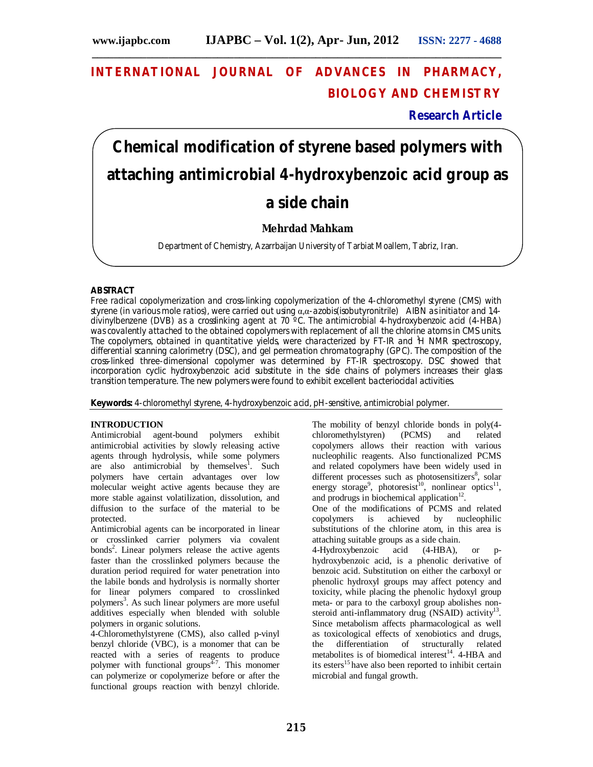# INTERNATIONAL JOURNAL OF ADVANCES IN PHARMACY, BIOLOGY AND CHEMISTRY

**Research Article**

# Chemical modification of styrene based polymers with attaching antimicrobial 4-hydroxybenzoic acid group as a side chain

**Mehrdad Mahkam**

Department of Chemistry, Azarrbaijan University of Tarbiat Moallem, Tabriz, Iran.

## ABSTRACT

Free radical copolymerization and cross-linking copolymerization of the 4-chloromethyl styrene (CMS) with styrene (in various mole ratios), were carried out using α,α-azobis(isobutyronitrile) AIBN as initiator and 1,4-divinylbenzene (DVB) as a crosslinking agent at 70 ºC. The antimicrobial 4-hydroxybenzoic acid (4-HBA) was covalently attached to the obtained copolymers with replacement of all the chlorine atoms in CMS units. The copolymers, obtained in quantitative yields, were characterized by FT-IR and $^1$H NMR spectroscopy, differential scanning calorimetry (DSC), and gel permeation chromatography (GPC). The composition of the cross-linked three-dimensional copolymer was determined by FT-IR spectroscopy. DSC showed that incorporation cyclic hydroxybenzoic acid substitute in the side chains of polymers increases their glass transition temperature. The new polymers were found to exhibit excellent bacteriocidal activities.

**Keywords:** 4-chloromethyl styrene, 4-hydroxybenzoic acid, pH-sensitive, antimicrobial polymer.

## INTRODUCTION

Antimicrobial agent-bound polymers exhibit antimicrobial activities by slowly releasing active agents through hydrolysis, while some polymers are also antimicrobial by themselves[1]. Such polymers have certain advantages over low molecular weight active agents because they are more stable against volatilization, dissolution, and diffusion to the surface of the material to be protected.

Antimicrobial agents can be incorporated in linear or crosslinked carrier polymers via covalent bonds[2]. Linear polymers release the active agents faster than the crosslinked polymers because the duration period required for water penetration into the labile bonds and hydrolysis is normally shorter for linear polymers compared to crosslinked polymers[3]. As such linear polymers are more useful additives especially when blended with soluble polymers in organic solutions.

4-Chloromethylstyrene (CMS), also called p-vinyl benzyl chloride (VBC), is a monomer that can be reacted with a series of reagents to produce polymer with functional groups[4-7]. This monomer can polymerize or copolymerize before or after the functional groups reaction with benzyl chloride. The mobility of benzyl chloride bonds in poly(4-chloromethylstyren) (PCMS) and related copolymers allows their reaction with various nucleophilic reagents. Also functionalized PCMS and related copolymers have been widely used in different processes such as photosensitizers[8], solar energy storage[9], photoresist[10], nonlinear optics[11], and prodrugs in biochemical application[12].

One of the modifications of PCMS and related copolymers is achieved by nucleophilic substitutions of the chlorine atom, in this area is attaching suitable groups as a side chain.

4-Hydroxybenzoic acid (4-HBA), or p-hydroxybenzoic acid, is a phenolic derivative of benzoic acid. Substitution on either the carboxyl or phenolic hydroxyl groups may affect potency and toxicity, while placing the phenolic hydoxyl group meta- or para to the carboxyl group abolishes non-steroid anti-inflammatory drug (NSAID) activity[13]. Since metabolism affects pharmacological as well as toxicological effects of xenobiotics and drugs, the differentiation of structurally related metabolites is of biomedical interest[14]. 4-HBA and its esters[15] have also been reported to inhibit certain microbial and fungal growth.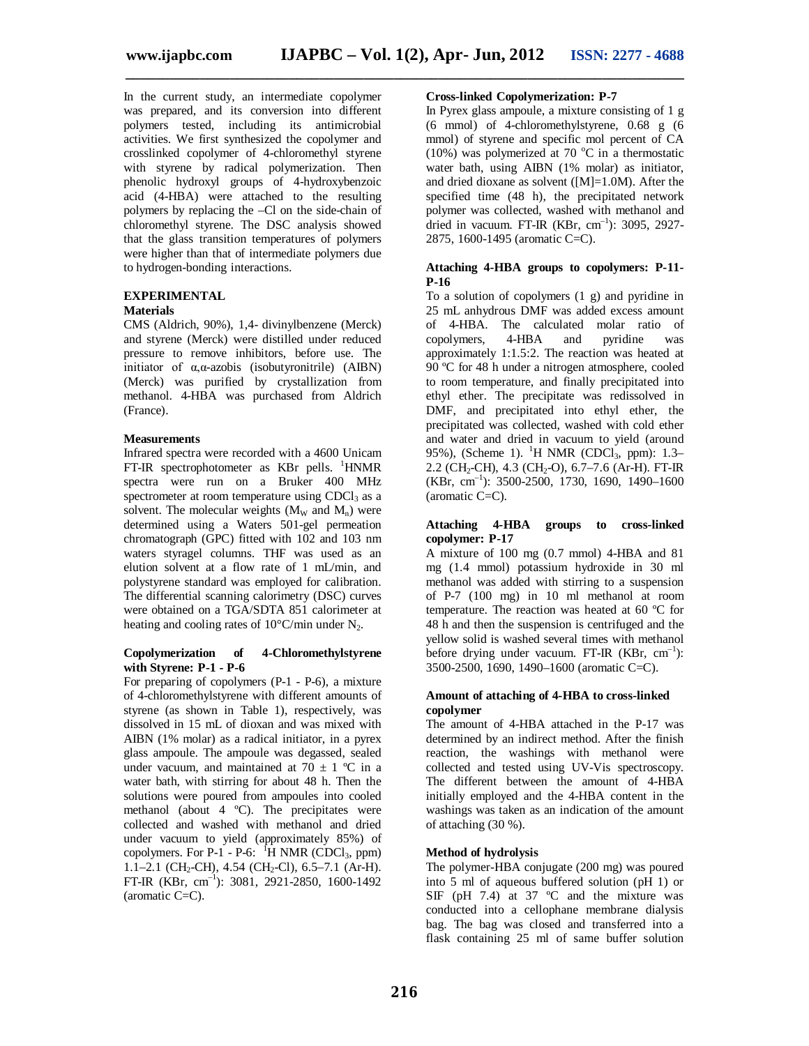In the current study, an intermediate copolymer was prepared, and its conversion into different polymers tested, including its antimicrobial activities. We first synthesized the copolymer and crosslinked copolymer of 4-chloromethyl styrene with styrene by radical polymerization. Then phenolic hydroxyl groups of 4-hydroxybenzoic acid (4-HBA) were attached to the resulting polymers by replacing the –Cl on the side-chain of chloromethyl styrene. The DSC analysis showed that the glass transition temperatures of polymers were higher than that of intermediate polymers due to hydrogen-bonding interactions.

## EXPERIMENTAL

### Materials

CMS (Aldrich, 90%), 1,4- divinylbenzene (Merck) and styrene (Merck) were distilled under reduced pressure to remove inhibitors, before use. The initiator of α,α-azobis (isobutyronitrile) (AIBN) (Merck) was purified by crystallization from methanol. 4-HBA was purchased from Aldrich (France).

### Measurements

Infrared spectra were recorded with a 4600 Unicam FT-IR spectrophotometer as KBr pells. $^1$HNMR spectra were run on a Bruker 400 MHz spectrometer at room temperature using $CDCl_3$ as a solvent. The molecular weights ($M_W$ and $M_n$) were determined using a Waters 501-gel permeation chromatograph (GPC) fitted with 102 and 103 nm waters styragel columns. THF was used as an elution solvent at a flow rate of 1 mL/min, and polystyrene standard was employed for calibration. The differential scanning calorimetry (DSC) curves were obtained on a TGA/SDTA 851 calorimeter at heating and cooling rates of 10°C/min under $N_2$.

### Copolymerization of 4-Chloromethylstyrene with Styrene: P-1 - P-6

For preparing of copolymers (P-1 - P-6), a mixture of 4-chloromethylstyrene with different amounts of styrene (as shown in Table 1), respectively, was dissolved in 15 mL of dioxan and was mixed with AIBN (1% molar) as a radical initiator, in a pyrex glass ampoule. The ampoule was degassed, sealed under vacuum, and maintained at 70 ± 1 ºC in a water bath, with stirring for about 48 h. Then the solutions were poured from ampoules into cooled methanol (about 4 ºC). The precipitates were collected and washed with methanol and dried under vacuum to yield (approximately 85%) of copolymers. For P-1 - P-6: $^1$H NMR ($CDCl_3$, ppm) 1.1–2.1 ($CH_2$-CH), 4.54 ($CH_2$-Cl), 6.5–7.1 (Ar-H). FT-IR (KBr, $cm^{-1}$): 3081, 2921-2850, 1600-1492 (aromatic C=C).

### Cross-linked Copolymerization: P-7

In Pyrex glass ampoule, a mixture consisting of 1 g (6 mmol) of 4-chloromethylstyrene, 0.68 g (6 mmol) of styrene and specific mol percent of CA (10%) was polymerized at 70 °C in a thermostatic water bath, using AIBN (1% molar) as initiator, and dried dioxane as solvent ([M]=1.0M). After the specified time (48 h), the precipitated network polymer was collected, washed with methanol and dried in vacuum. FT-IR (KBr, $cm^{-1}$): 3095, 2927-2875, 1600-1495 (aromatic C=C).

### Attaching 4-HBA groups to copolymers: P-11-P-16

To a solution of copolymers (1 g) and pyridine in 25 mL anhydrous DMF was added excess amount of 4-HBA. The calculated molar ratio of copolymers, 4-HBA and pyridine was approximately 1:1.5:2. The reaction was heated at 90 ºC for 48 h under a nitrogen atmosphere, cooled to room temperature, and finally precipitated into ethyl ether. The precipitate was redissolved in DMF, and precipitated into ethyl ether, the precipitated was collected, washed with cold ether and water and dried in vacuum to yield (around 95%), (Scheme 1). $^1$H NMR ($CDCl_3$, ppm): 1.3–2.2 ($CH_2$-CH), 4.3 ($CH_2$-O), 6.7–7.6 (Ar-H). FT-IR (KBr, $cm^{-1}$): 3500-2500, 1730, 1690, 1490–1600 (aromatic C=C).

### Attaching 4-HBA groups to cross-linked copolymer: P-17

A mixture of 100 mg (0.7 mmol) 4-HBA and 81 mg (1.4 mmol) potassium hydroxide in 30 ml methanol was added with stirring to a suspension of P-7 (100 mg) in 10 ml methanol at room temperature. The reaction was heated at 60 ºC for 48 h and then the suspension is centrifuged and the yellow solid is washed several times with methanol before drying under vacuum. FT-IR (KBr, $cm^{-1}$): 3500-2500, 1690, 1490–1600 (aromatic C=C).

### Amount of attaching of 4-HBA to cross-linked copolymer

The amount of 4-HBA attached in the P-17 was determined by an indirect method. After the finish reaction, the washings with methanol were collected and tested using UV-Vis spectroscopy. The different between the amount of 4-HBA initially employed and the 4-HBA content in the washings was taken as an indication of the amount of attaching (30 %).

### Method of hydrolysis

The polymer-HBA conjugate (200 mg) was poured into 5 ml of aqueous buffered solution (pH 1) or SIF (pH 7.4) at 37 ºC and the mixture was conducted into a cellophane membrane dialysis bag. The bag was closed and transferred into a flask containing 25 ml of same buffer solution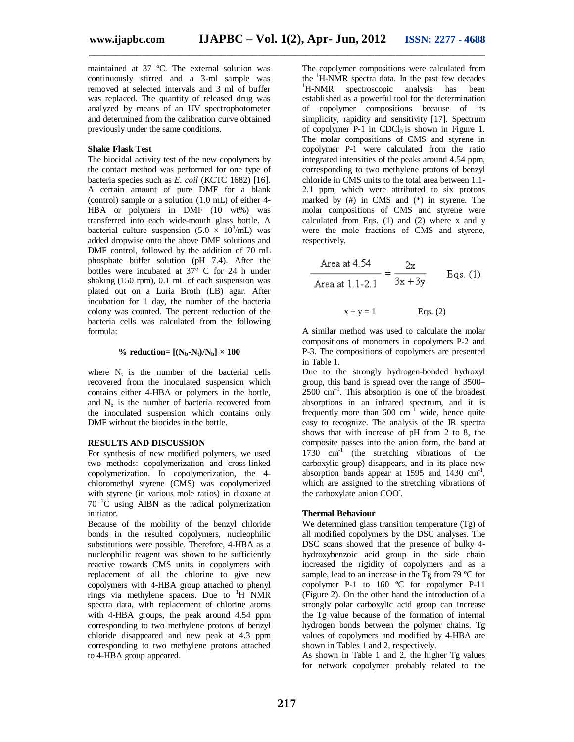maintained at 37 ºC. The external solution was continuously stirred and a 3-ml sample was removed at selected intervals and 3 ml of buffer was replaced. The quantity of released drug was analyzed by means of an UV spectrophotometer and determined from the calibration curve obtained previously under the same conditions.

**Shake Flask Test**

The biocidal activity test of the new copolymers by the contact method was performed for one type of bacteria species such as *E. coil* (KCTC 1682) [16]. A certain amount of pure DMF for a blank (control) sample or a solution (1.0 mL) of either 4-HBA or polymers in DMF (10 wt%) was transferred into each wide-mouth glass bottle. A bacterial culture suspension ($5.0 \times 10^3$/mL) was added dropwise onto the above DMF solutions and DMF control, followed by the addition of 70 mL phosphate buffer solution (pH 7.4). After the bottles were incubated at 37° C for 24 h under shaking (150 rpm), 0.1 mL of each suspension was plated out on a Luria Broth (LB) agar. After incubation for 1 day, the number of the bacteria colony was counted. The percent reduction of the bacteria cells was calculated from the following formula:

$$\textbf{\% reduction} = [(N_b - N_t)/N_b] \times 100$$

where $N_t$ is the number of the bacterial cells recovered from the inoculated suspension which contains either 4-HBA or polymers in the bottle, and $N_b$ is the number of bacteria recovered from the inoculated suspension which contains only DMF without the biocides in the bottle.

## RESULTS AND DISCUSSION

For synthesis of new modified polymers, we used two methods: copolymerization and cross-linked copolymerization. In copolymerization, the 4-chloromethyl styrene (CMS) was copolymerized with styrene (in various mole ratios) in dioxane at 70 °C using AIBN as the radical polymerization initiator.

Because of the mobility of the benzyl chloride bonds in the resulted copolymers, nucleophilic substitutions were possible. Therefore, 4-HBA as a nucleophilic reagent was shown to be sufficiently reactive towards CMS units in copolymers with replacement of all the chlorine to give new copolymers with 4-HBA group attached to phenyl rings via methylene spacers. Due to $^1$H NMR spectra data, with replacement of chlorine atoms with 4-HBA groups, the peak around 4.54 ppm corresponding to two methylene protons of benzyl chloride disappeared and new peak at 4.3 ppm corresponding to two methylene protons attached to 4-HBA group appeared.

The copolymer compositions were calculated from the $^1$H-NMR spectra data. In the past few decades $^1$H-NMR spectroscopic analysis has been established as a powerful tool for the determination of copolymer compositions because of its simplicity, rapidity and sensitivity [17]. Spectrum of copolymer P-1 in $CDCl_3$ is shown in Figure 1. The molar compositions of CMS and styrene in copolymer P-1 were calculated from the ratio integrated intensities of the peaks around 4.54 ppm, corresponding to two methylene protons of benzyl chloride in CMS units to the total area between 1.1-2.1 ppm, which were attributed to six protons marked by (#) in CMS and (*) in styrene. The molar compositions of CMS and styrene were calculated from Eqs. (1) and (2) where x and y were the mole fractions of CMS and styrene, respectively.

$$\frac{\text{Area at } 4.54}{\text{Area at } 1.1\text{-}2.1} = \frac{2x}{3x + 3y} \qquad \text{Eqs. (1)}$$

$$x + y = 1 \qquad \text{Eqs. (2)}$$

A similar method was used to calculate the molar compositions of monomers in copolymers P-2 and P-3. The compositions of copolymers are presented in Table 1.

Due to the strongly hydrogen-bonded hydroxyl group, this band is spread over the range of 3500–2500 cm$^{-1}$. This absorption is one of the broadest absorptions in an infrared spectrum, and it is frequently more than 600 cm$^{-1}$ wide, hence quite easy to recognize. The analysis of the IR spectra shows that with increase of pH from 2 to 8, the composite passes into the anion form, the band at 1730 cm$^{-1}$ (the stretching vibrations of the carboxylic group) disappears, and in its place new absorption bands appear at 1595 and 1430 cm$^{-1}$, which are assigned to the stretching vibrations of the carboxylate anion $COO^-$.

**Thermal Behaviour**

We determined glass transition temperature (Tg) of all modified copolymers by the DSC analyses. The DSC scans showed that the presence of bulky 4-hydroxybenzoic acid group in the side chain increased the rigidity of copolymers and as a sample, lead to an increase in the Tg from 79 ºC for copolymer P-1 to 160 ºC for copolymer P-11 (Figure 2). On the other hand the introduction of a strongly polar carboxylic acid group can increase the Tg value because of the formation of internal hydrogen bonds between the polymer chains. Tg values of copolymers and modified by 4-HBA are shown in Tables 1 and 2, respectively.

As shown in Table 1 and 2, the higher Tg values for network copolymer probably related to the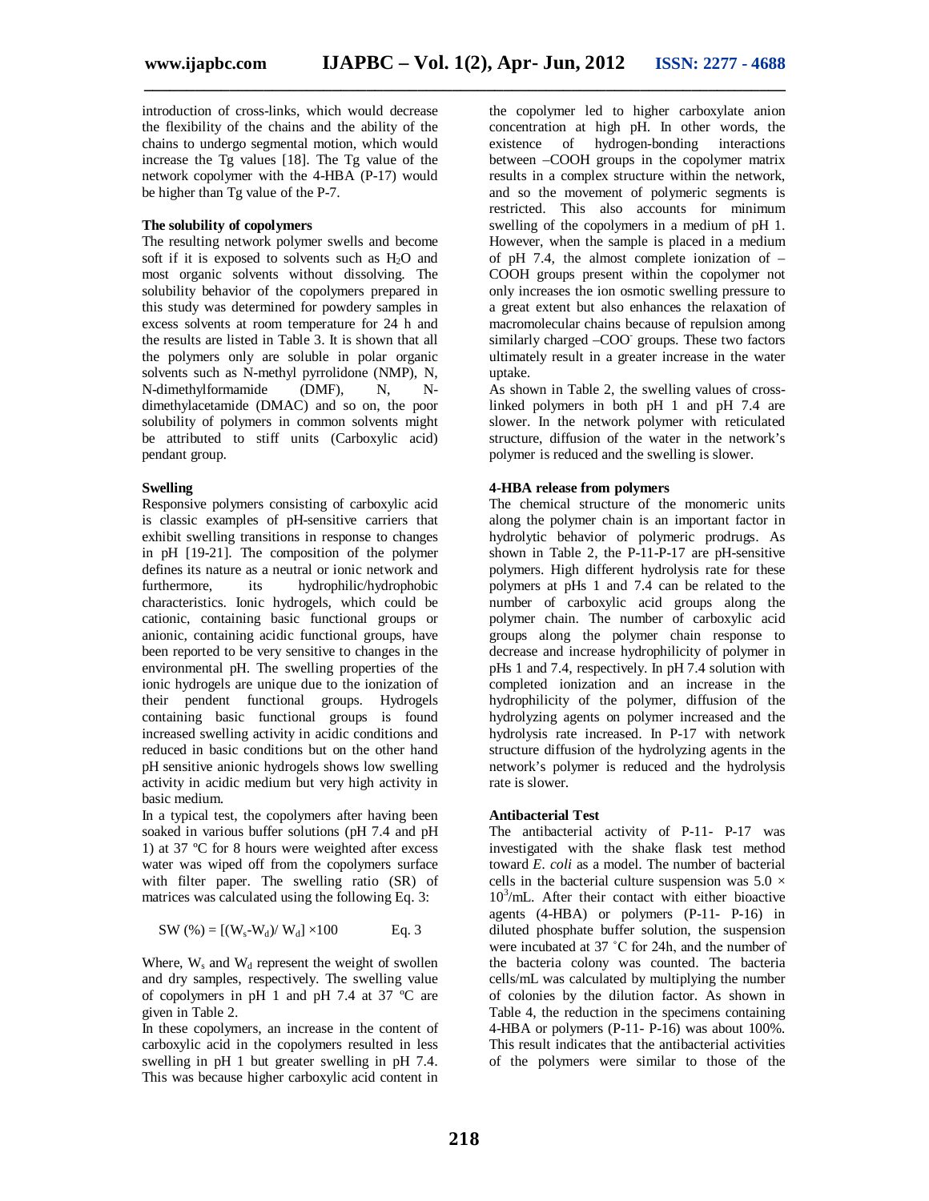introduction of cross-links, which would decrease the flexibility of the chains and the ability of the chains to undergo segmental motion, which would increase the Tg values [18]. The Tg value of the network copolymer with the 4-HBA (P-17) would be higher than Tg value of the P-7.

**The solubility of copolymers**

The resulting network polymer swells and become soft if it is exposed to solvents such as $H_2O$ and most organic solvents without dissolving. The solubility behavior of the copolymers prepared in this study was determined for powdery samples in excess solvents at room temperature for 24 h and the results are listed in Table 3. It is shown that all the polymers only are soluble in polar organic solvents such as N-methyl pyrrolidone (NMP), N, N-dimethylformamide (DMF), N, N-dimethylacetamide (DMAC) and so on, the poor solubility of polymers in common solvents might be attributed to stiff units (Carboxylic acid) pendant group.

**Swelling**

Responsive polymers consisting of carboxylic acid is classic examples of pH-sensitive carriers that exhibit swelling transitions in response to changes in pH [19-21]. The composition of the polymer defines its nature as a neutral or ionic network and furthermore, its hydrophilic/hydrophobic characteristics. Ionic hydrogels, which could be cationic, containing basic functional groups or anionic, containing acidic functional groups, have been reported to be very sensitive to changes in the environmental pH. The swelling properties of the ionic hydrogels are unique due to the ionization of their pendent functional groups. Hydrogels containing basic functional groups is found increased swelling activity in acidic conditions and reduced in basic conditions but on the other hand pH sensitive anionic hydrogels shows low swelling activity in acidic medium but very high activity in basic medium.

In a typical test, the copolymers after having been soaked in various buffer solutions (pH 7.4 and pH 1) at 37 ºC for 8 hours were weighted after excess water was wiped off from the copolymers surface with filter paper. The swelling ratio (SR) of matrices was calculated using the following Eq. 3:

$$SW\ (\%) = [(W_s - W_d)/\ W_d] \times 100 \qquad \text{Eq. 3}$$

Where, $W_s$ and $W_d$ represent the weight of swollen and dry samples, respectively. The swelling value of copolymers in pH 1 and pH 7.4 at 37 ºC are given in Table 2.

In these copolymers, an increase in the content of carboxylic acid in the copolymers resulted in less swelling in pH 1 but greater swelling in pH 7.4. This was because higher carboxylic acid content in the copolymer led to higher carboxylate anion concentration at high pH. In other words, the existence of hydrogen-bonding interactions between –COOH groups in the copolymer matrix results in a complex structure within the network, and so the movement of polymeric segments is restricted. This also accounts for minimum swelling of the copolymers in a medium of pH 1. However, when the sample is placed in a medium of pH 7.4, the almost complete ionization of –COOH groups present within the copolymer not only increases the ion osmotic swelling pressure to a great extent but also enhances the relaxation of macromolecular chains because of repulsion among similarly charged $–COO^-$ groups. These two factors ultimately result in a greater increase in the water uptake.

As shown in Table 2, the swelling values of cross-linked polymers in both pH 1 and pH 7.4 are slower. In the network polymer with reticulated structure, diffusion of the water in the network's polymer is reduced and the swelling is slower.

**4-HBA release from polymers**

The chemical structure of the monomeric units along the polymer chain is an important factor in hydrolytic behavior of polymeric prodrugs. As shown in Table 2, the P-11-P-17 are pH-sensitive polymers. High different hydrolysis rate for these polymers at pHs 1 and 7.4 can be related to the number of carboxylic acid groups along the polymer chain. The number of carboxylic acid groups along the polymer chain response to decrease and increase hydrophilicity of polymer in pHs 1 and 7.4, respectively. In pH 7.4 solution with completed ionization and an increase in the hydrophilicity of the polymer, diffusion of the hydrolyzing agents on polymer increased and the hydrolysis rate increased. In P-17 with network structure diffusion of the hydrolyzing agents in the network's polymer is reduced and the hydrolysis rate is slower.

**Antibacterial Test**

The antibacterial activity of P-11- P-17 was investigated with the shake flask test method toward *E. coli* as a model. The number of bacterial cells in the bacterial culture suspension was $5.0 \times 10^3$/mL. After their contact with either bioactive agents (4-HBA) or polymers (P-11- P-16) in diluted phosphate buffer solution, the suspension were incubated at 37 ˚C for 24h, and the number of the bacteria colony was counted. The bacteria cells/mL was calculated by multiplying the number of colonies by the dilution factor. As shown in Table 4, the reduction in the specimens containing 4-HBA or polymers (P-11- P-16) was about 100%. This result indicates that the antibacterial activities of the polymers were similar to those of the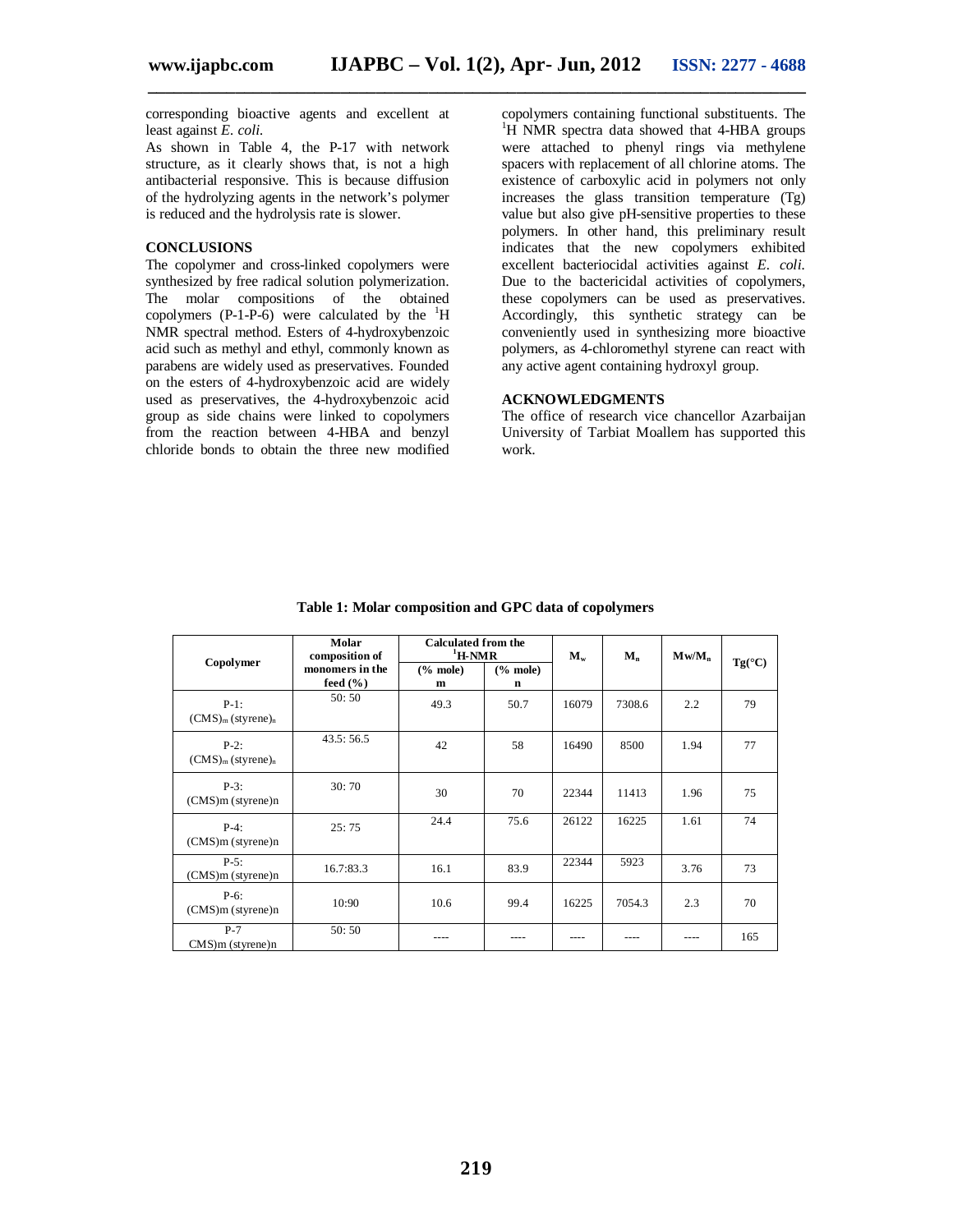corresponding bioactive agents and excellent at least against *E. coli.*

As shown in Table 4, the P-17 with network structure, as it clearly shows that, is not a high antibacterial responsive. This is because diffusion of the hydrolyzing agents in the network's polymer is reduced and the hydrolysis rate is slower.

## CONCLUSIONS

The copolymer and cross-linked copolymers were synthesized by free radical solution polymerization. The molar compositions of the obtained copolymers (P-1-P-6) were calculated by the $^{1}$H NMR spectral method. Esters of 4-hydroxybenzoic acid such as methyl and ethyl, commonly known as parabens are widely used as preservatives. Founded on the esters of 4-hydroxybenzoic acid are widely used as preservatives, the 4-hydroxybenzoic acid group as side chains were linked to copolymers from the reaction between 4-HBA and benzyl chloride bonds to obtain the three new modified copolymers containing functional substituents. The $^{1}$H NMR spectra data showed that 4-HBA groups were attached to phenyl rings via methylene spacers with replacement of all chlorine atoms. The existence of carboxylic acid in polymers not only increases the glass transition temperature (Tg) value but also give pH-sensitive properties to these polymers. In other hand, this preliminary result indicates that the new copolymers exhibited excellent bacteriocidal activities against *E. coli.* Due to the bactericidal activities of copolymers, these copolymers can be used as preservatives. Accordingly, this synthetic strategy can be conveniently used in synthesizing more bioactive polymers, as 4-chloromethyl styrene can react with any active agent containing hydroxyl group.

## ACKNOWLEDGMENTS

The office of research vice chancellor Azarbaijan University of Tarbiat Moallem has supported this work.

**Table 1: Molar composition and GPC data of copolymers**

| Copolymer | Molar composition of monomers in the feed (%) | Calculated from the $^{1}$H-NMR | | $M_w$ | $M_n$ | $Mw/M_n$ | Tg(°C) |
|---|---|---|---|---|---|---|---|
| | | (% mole) m | (% mole) n | | | | |
| P-1: $(CMS)_m$ $(styrene)_n$ | 50: 50 | 49.3 | 50.7 | 16079 | 7308.6 | 2.2 | 79 |
| P-2: $(CMS)_m$ $(styrene)_n$ | 43.5: 56.5 | 42 | 58 | 16490 | 8500 | 1.94 | 77 |
| P-3: (CMS)m (styrene)n | 30: 70 | 30 | 70 | 22344 | 11413 | 1.96 | 75 |
| P-4: (CMS)m (styrene)n | 25: 75 | 24.4 | 75.6 | 26122 | 16225 | 1.61 | 74 |
| P-5: (CMS)m (styrene)n | 16.7:83.3 | 16.1 | 83.9 | 22344 | 5923 | 3.76 | 73 |
| P-6: (CMS)m (styrene)n | 10:90 | 10.6 | 99.4 | 16225 | 7054.3 | 2.3 | 70 |
| P-7 CMS)m (styrene)n | 50: 50 | ---- | ---- | ---- | ---- | ---- | 165 |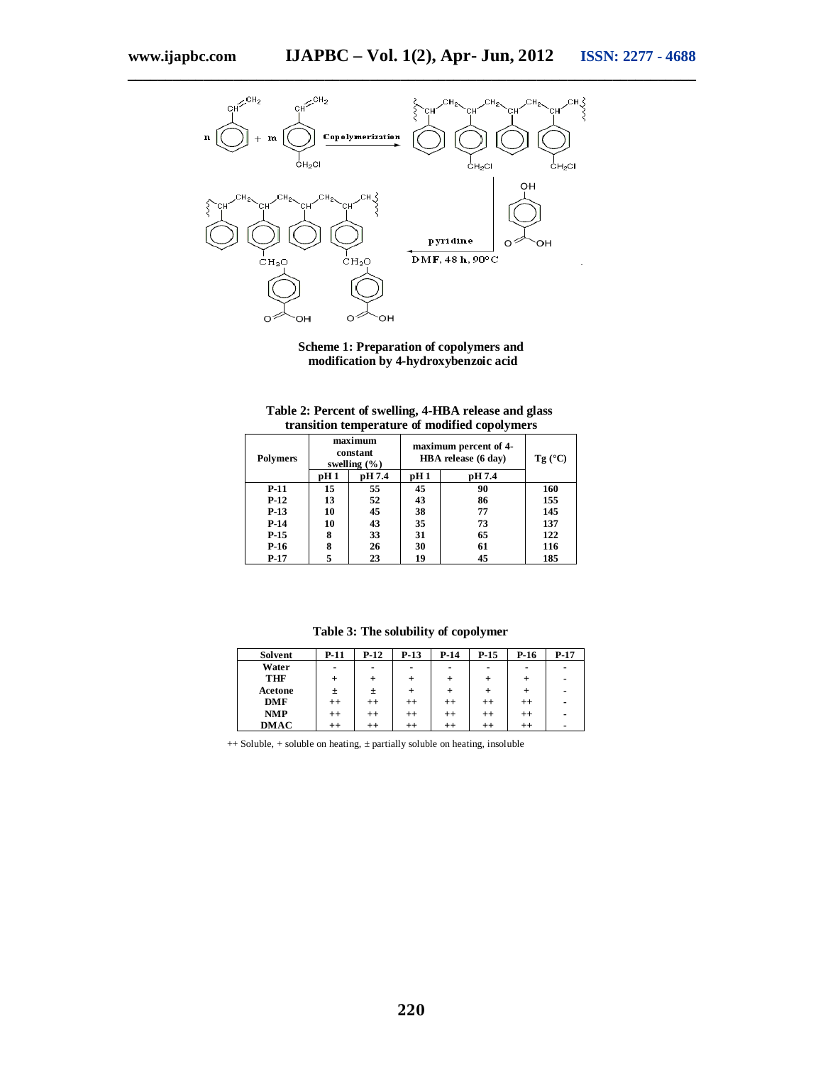Scheme 1: Preparation of copolymers and modification by 4-hydroxybenzoic acid

**Table 2: Percent of swelling, 4-HBA release and glass transition temperature of modified copolymers**

| Polymers | maximum constant swelling (%) | | maximum percent of 4-HBA release (6 day) | | Tg (°C) |
|---|---|---|---|---|---|
| | pH 1 | pH 7.4 | pH 1 | pH 7.4 | |
| P-11 | 15 | 55 | 45 | 90 | 160 |
| P-12 | 13 | 52 | 43 | 86 | 155 |
| P-13 | 10 | 45 | 38 | 77 | 145 |
| P-14 | 10 | 43 | 35 | 73 | 137 |
| P-15 | 8 | 33 | 31 | 65 | 122 |
| P-16 | 8 | 26 | 30 | 61 | 116 |
| P-17 | 5 | 23 | 19 | 45 | 185 |

**Table 3: The solubility of copolymer**

| Solvent | P-11 | P-12 | P-13 | P-14 | P-15 | P-16 | P-17 |
|---|---|---|---|---|---|---|---|
| Water | - | - | - | - | - | - | - |
| THF | + | + | + | + | + | + | - |
| Acetone | ± | ± | + | + | + | + | - |
| DMF | ++ | ++ | ++ | ++ | ++ | ++ | - |
| NMP | ++ | ++ | ++ | ++ | ++ | ++ | - |
| DMAC | ++ | ++ | ++ | ++ | ++ | ++ | - |

++ Soluble, + soluble on heating, ± partially soluble on heating, insoluble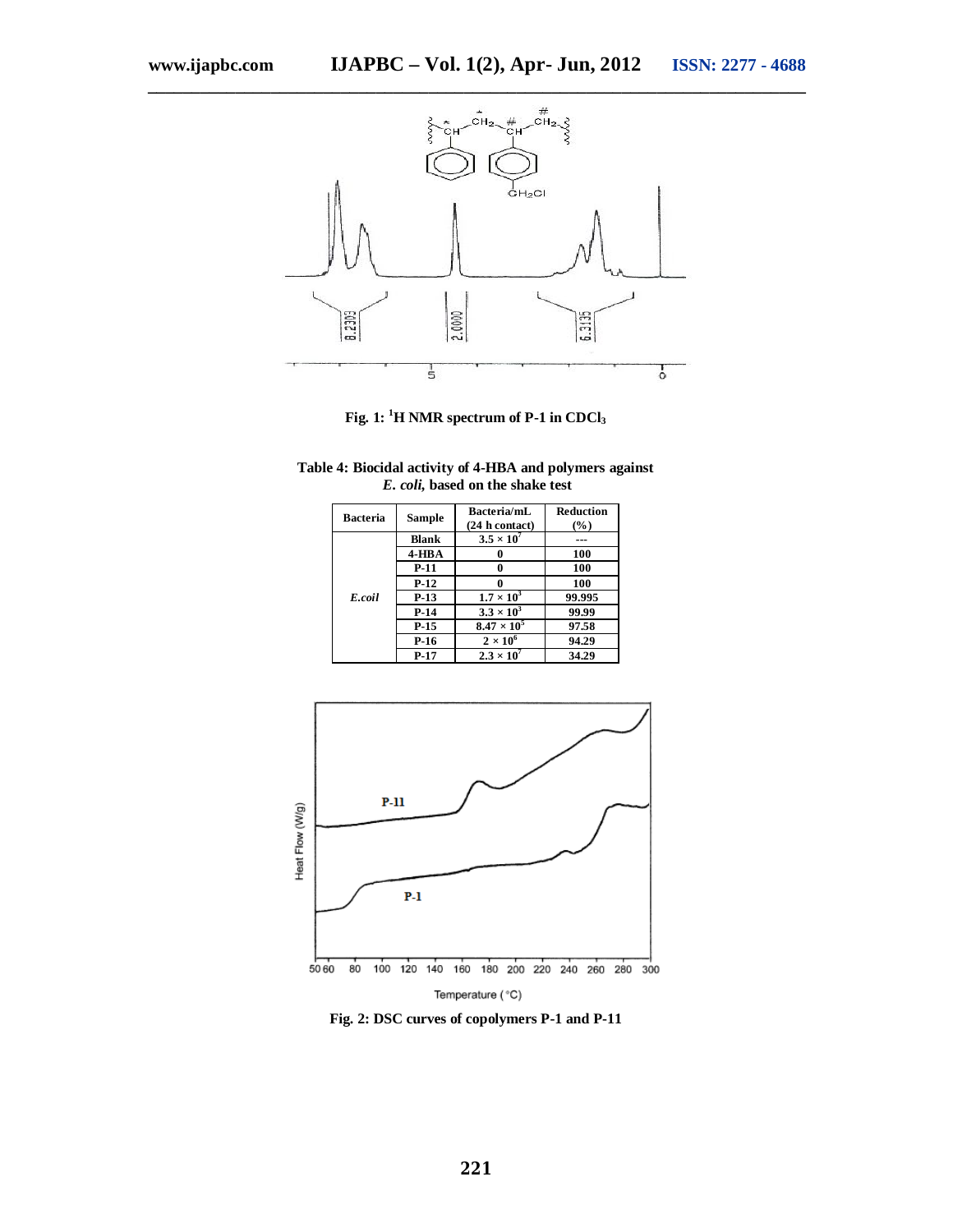Fig. 1: $^1$H NMR spectrum of P-1 in $CDCl_3$

**Table 4: Biocidal activity of 4-HBA and polymers against *E. coli,* based on the shake test**

| Bacteria | Sample | Bacteria/mL (24 h contact) | Reduction (%) |
|---|---|---|---|
| *E.coil* | Blank | $3.5 \times 10^7$ | --- |
| | 4-HBA | 0 | 100 |
| | P-11 | 0 | 100 |
| | P-12 | 0 | 100 |
| | P-13 | $1.7 \times 10^3$ | 99.995 |
| | P-14 | $3.3 \times 10^3$ | 99.99 |
| | P-15 | $8.47 \times 10^5$ | 97.58 |
| | P-16 | $2 \times 10^6$ | 94.29 |
| | P-17 | $2.3 \times 10^7$ | 34.29 |

Fig. 2: DSC curves of copolymers P-1 and P-11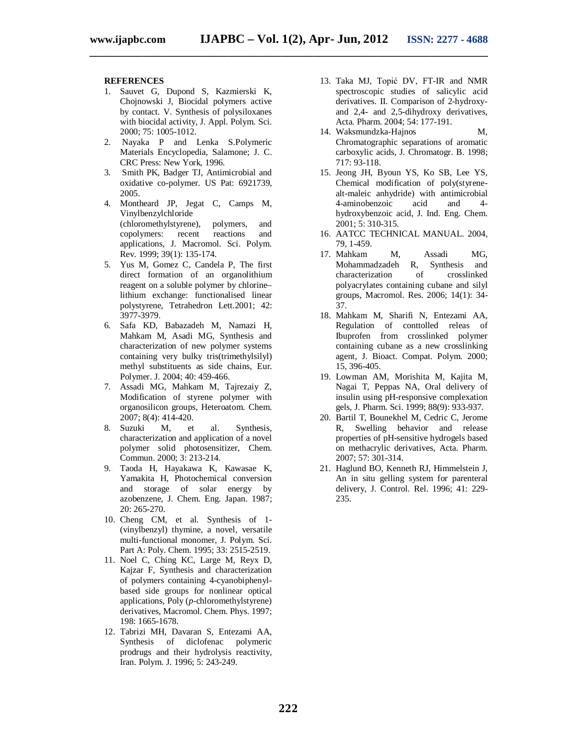## REFERENCES

1. Sauvet G, Dupond S, Kazmierski K, Chojnowski J, Biocidal polymers active by contact. V. Synthesis of polysiloxanes with biocidal activity, J. Appl. Polym. Sci. 2000; 75: 1005-1012.
2. Nayaka P and Lenka S.Polymeric Materials Encyclopedia, Salamone; J. C. CRC Press: New York, 1996.
3. Smith PK, Badger TJ, Antimicrobial and oxidative co-polymer. US Pat: 6921739, 2005.
4. Montheard JP, Jegat C, Camps M, Vinylbenzylchloride (chloromethylstyrene), polymers, and copolymers: recent reactions and applications, J. Macromol. Sci. Polym. Rev. 1999; 39(1): 135-174.
5. Yus M, Gomez C, Candela P, The first direct formation of an organolithium reagent on a soluble polymer by chlorine–lithium exchange: functionalised linear polystyrene, Tetrahedron Lett.2001; 42: 3977-3979.
6. Safa KD, Babazadeh M, Namazi H, Mahkam M, Asadi MG, Synthesis and characterization of new polymer systems containing very bulky tris(trimethylsilyl) methyl substituents as side chains, Eur. Polymer. J. 2004; 40: 459-466.
7. Assadi MG, Mahkam M, Tajrezaiy Z, Modification of styrene polymer with organosilicon groups, Heteroatom. Chem. 2007; 8(4): 414-420.
8. Suzuki M, et al. Synthesis, characterization and application of a novel polymer solid photosensitizer, Chem. Commun. 2000; 3: 213-214.
9. Taoda H, Hayakawa K, Kawasae K, Yamakita H, Photochemical conversion and storage of solar energy by azobenzene, J. Chem. Eng. Japan. 1987; 20: 265-270.
10. Cheng CM, et al. Synthesis of 1-(vinylbenzyl) thymine, a novel, versatile multi-functional monomer, J. Polym. Sci. Part A: Poly. Chem. 1995; 33: 2515-2519.
11. Noel C, Ching KC, Large M, Reyx D, Kajzar F, Synthesis and characterization of polymers containing 4-cyanobiphenyl-based side groups for nonlinear optical applications, Poly (*p*-chloromethylstyrene) derivatives, Macromol. Chem. Phys. 1997; 198: 1665-1678.
12. Tabrizi MH, Davaran S, Entezami AA, Synthesis of diclofenac polymeric prodrugs and their hydrolysis reactivity, Iran. Polym. J. 1996; 5: 243-249.
13. Taka MJ, Topić DV, FT-IR and NMR spectroscopic studies of salicylic acid derivatives. II. Comparison of 2-hydroxy- and 2,4- and 2,5-dihydroxy derivatives, Acta. Pharm. 2004; 54: 177-191.
14. Waksmundzka-Hajnos M, Chromatographic separations of aromatic carboxylic acids, J. Chromatogr. B. 1998; 717: 93-118.
15. Jeong JH, Byoun YS, Ko SB, Lee YS, Chemical modification of poly(styrene-alt-maleic anhydride) with antimicrobial 4-aminobenzoic acid and 4-hydroxybenzoic acid, J. Ind. Eng. Chem. 2001; 5: 310-315.
16. AATCC TECHNICAL MANUAL. 2004, 79, 1-459.
17. Mahkam M, Assadi MG, Mohammadzadeh R, Synthesis and characterization of crosslinked polyacrylates containing cubane and silyl groups, Macromol. Res. 2006; 14(1): 34-37.
18. Mahkam M, Sharifi N, Entezami AA, Regulation of conttolled releas of Ibuprofen from crosslinked polymer containing cubane as a new crosslinking agent, J. Bioact. Compat. Polym. 2000; 15, 396-405.
19. Lowman AM, Morishita M, Kajita M, Nagai T, Peppas NA, Oral delivery of insulin using pH-responsive complexation gels, J. Pharm. Sci. 1999; 88(9): 933-937.
20. Bartil T, Bounekhel M, Cedric C, Jerome R, Swelling behavior and release properties of pH-sensitive hydrogels based on methacrylic derivatives, Acta. Pharm. 2007; 57: 301-314.
21. Haglund BO, Kenneth RJ, Himmelstein J, An in situ gelling system for parenteral delivery, J. Control. Rel. 1996; 41: 229-235.